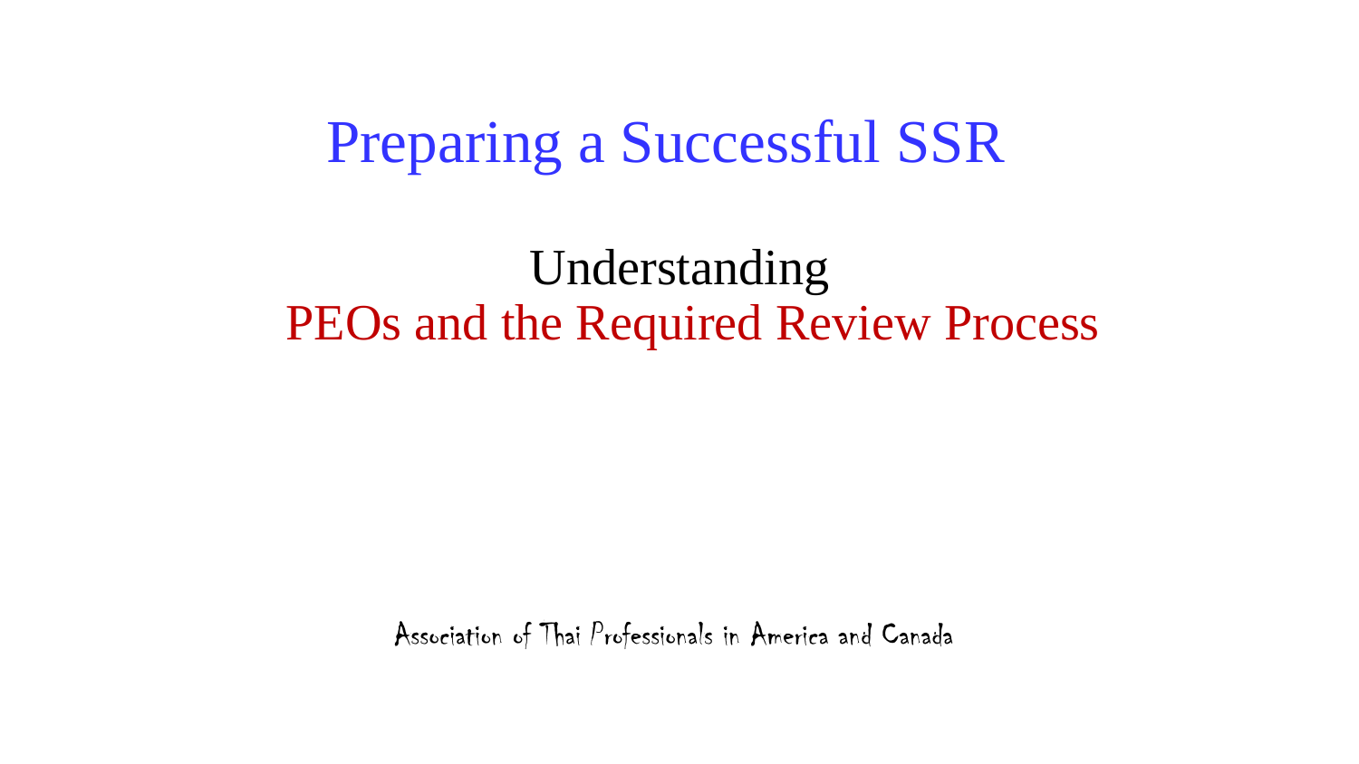# Preparing a Successful SSR

## Understanding
## PEOs and the Required Review Process

Association of Thai Professionals in America and Canada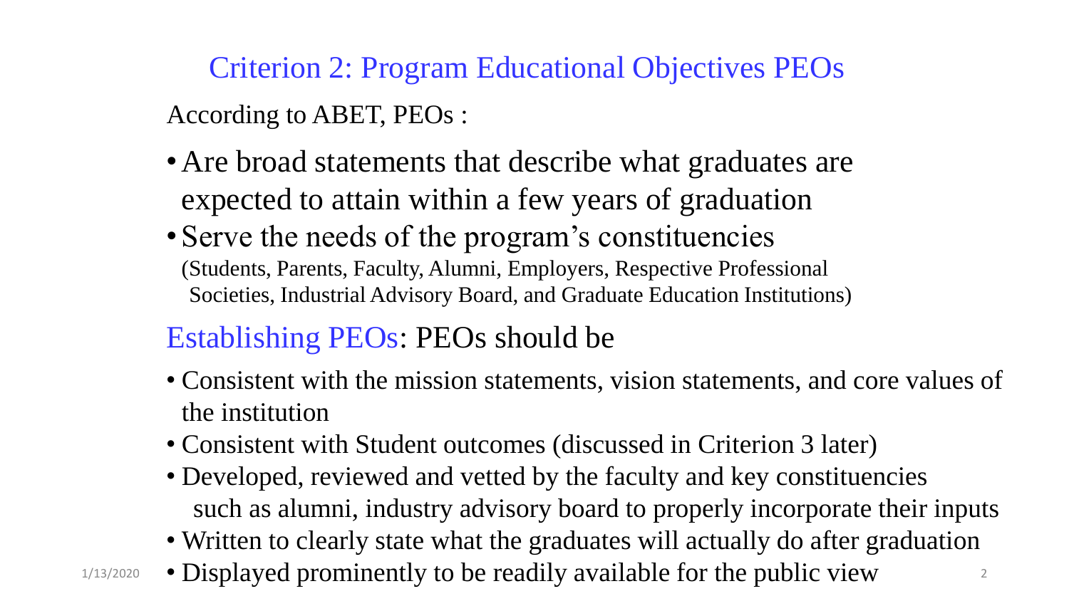## Criterion 2: Program Educational Objectives PEOs

According to ABET, PEOs :

- Are broad statements that describe what graduates are expected to attain within a few years of graduation
- Serve the needs of the program's constituencies (Students, Parents, Faculty, Alumni, Employers, Respective Professional Societies, Industrial Advisory Board, and Graduate Education Institutions)

### Establishing PEOs: PEOs should be

- Consistent with the mission statements, vision statements, and core values of the institution
- Consistent with Student outcomes (discussed in Criterion 3 later)
- Developed, reviewed and vetted by the faculty and key constituencies such as alumni, industry advisory board to properly incorporate their inputs
- Written to clearly state what the graduates will actually do after graduation
- Displayed prominently to be readily available for the public view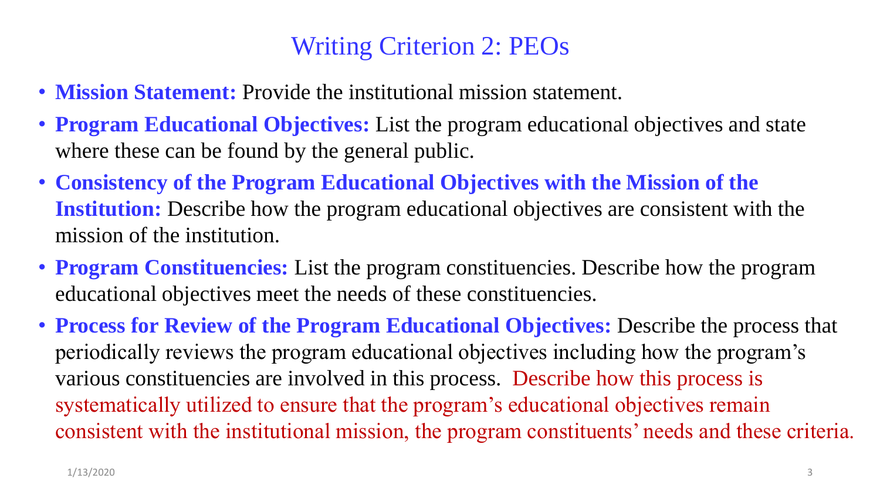# Writing Criterion 2: PEOs

- **Mission Statement:** Provide the institutional mission statement.
- **Program Educational Objectives:** List the program educational objectives and state where these can be found by the general public.
- **Consistency of the Program Educational Objectives with the Mission of the Institution:** Describe how the program educational objectives are consistent with the mission of the institution.
- **Program Constituencies:** List the program constituencies. Describe how the program educational objectives meet the needs of these constituencies.
- **Process for Review of the Program Educational Objectives:** Describe the process that periodically reviews the program educational objectives including how the program's various constituencies are involved in this process. Describe how this process is systematically utilized to ensure that the program's educational objectives remain consistent with the institutional mission, the program constituents' needs and these criteria.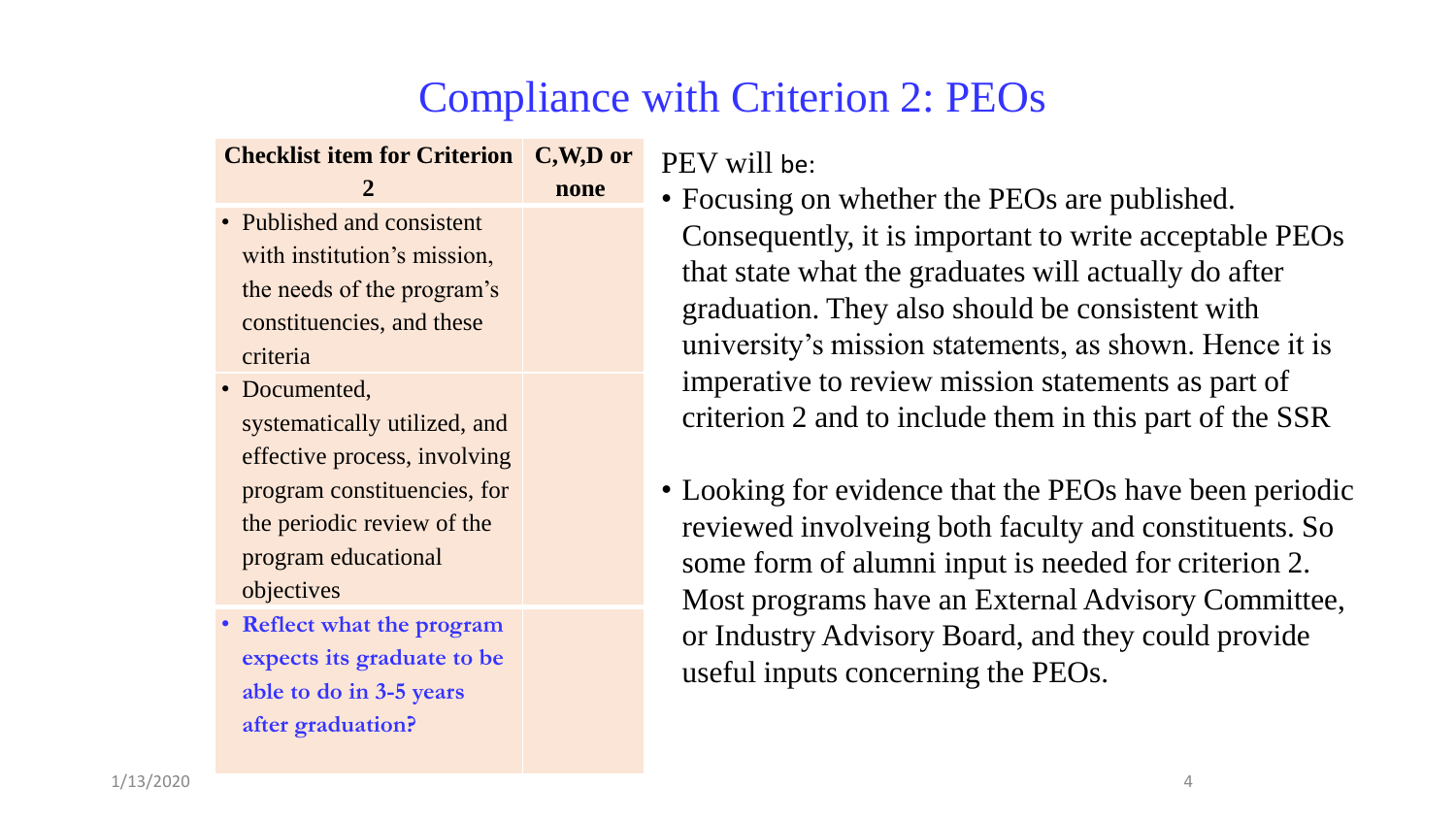# Compliance with Criterion 2: PEOs

| Checklist item for Criterion 2 | C,W,D or none |
| --- | --- |
| • Published and consistent with institution's mission, the needs of the program's constituencies, and these criteria | |
| • Documented, systematically utilized, and effective process, involving program constituencies, for the periodic review of the program educational objectives | |
| • **Reflect what the program expects its graduate to be able to do in 3-5 years after graduation?** | |

PEV will be:

- Focusing on whether the PEOs are published. Consequently, it is important to write acceptable PEOs that state what the graduates will actually do after graduation. They also should be consistent with university's mission statements, as shown. Hence it is imperative to review mission statements as part of criterion 2 and to include them in this part of the SSR
- Looking for evidence that the PEOs have been periodic reviewed involveing both faculty and constituents. So some form of alumni input is needed for criterion 2. Most programs have an External Advisory Committee, or Industry Advisory Board, and they could provide useful inputs concerning the PEOs.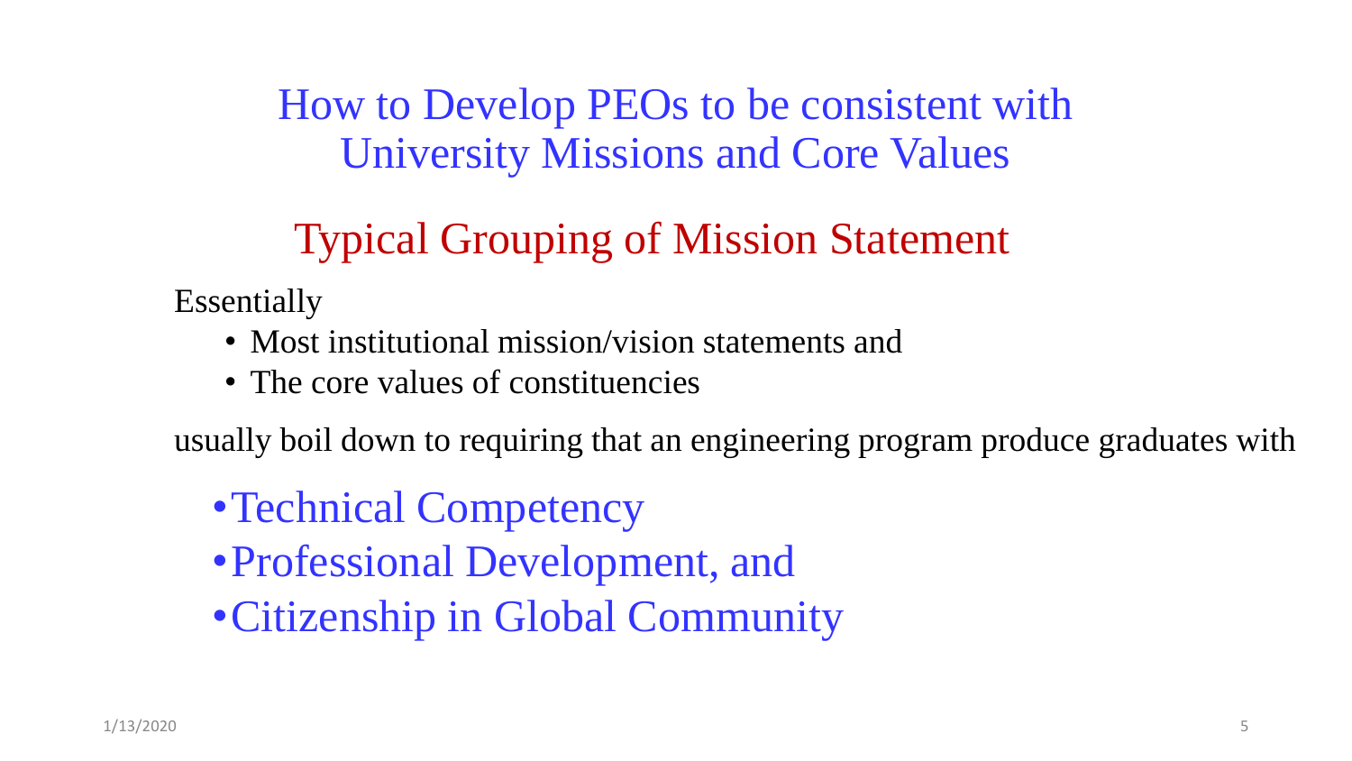# How to Develop PEOs to be consistent with University Missions and Core Values

## Typical Grouping of Mission Statement

Essentially

- Most institutional mission/vision statements and
- The core values of constituencies

usually boil down to requiring that an engineering program produce graduates with

- Technical Competency
- Professional Development, and
- Citizenship in Global Community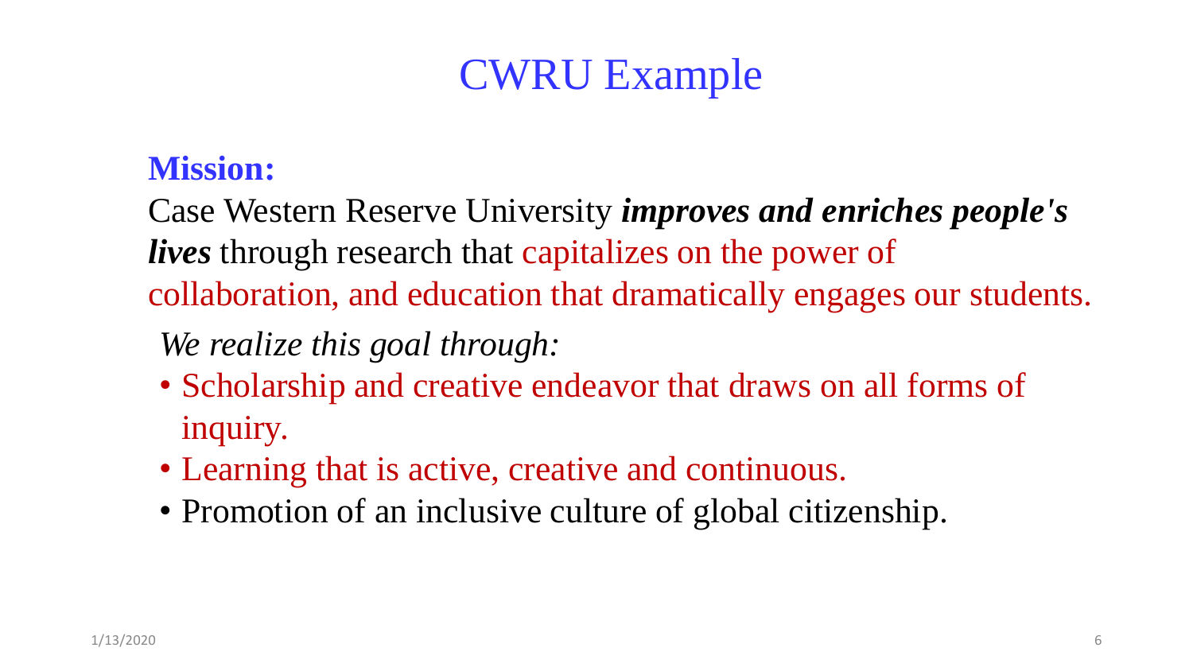# CWRU Example

**Mission:**

Case Western Reserve University ***improves and enriches people's lives*** through research that capitalizes on the power of collaboration, and education that dramatically engages our students.

*We realize this goal through:*

- Scholarship and creative endeavor that draws on all forms of inquiry.
- Learning that is active, creative and continuous.
- Promotion of an inclusive culture of global citizenship.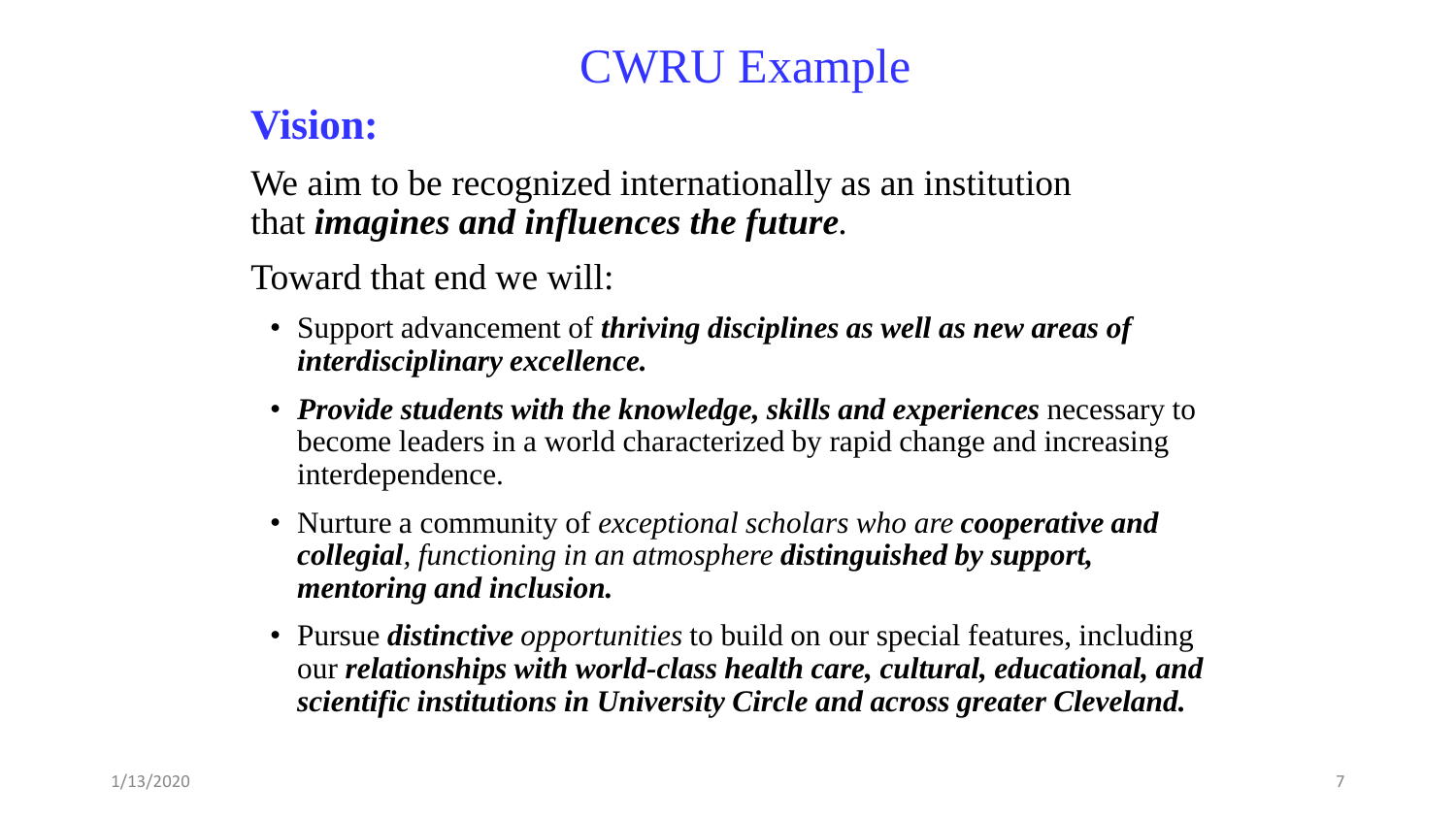# CWRU Example

## Vision:

We aim to be recognized internationally as an institution that ***imagines and influences the future***.

Toward that end we will:

- Support advancement of ***thriving disciplines as well as new areas of interdisciplinary excellence.***
- ***Provide students with the knowledge, skills and experiences*** necessary to become leaders in a world characterized by rapid change and increasing interdependence.
- Nurture a community of *exceptional scholars who are* ***cooperative and collegial****, functioning in an atmosphere* ***distinguished by support, mentoring and inclusion.***
- Pursue ***distinctive*** *opportunities* to build on our special features, including our ***relationships with world-class health care, cultural, educational, and scientific institutions in University Circle and across greater Cleveland.***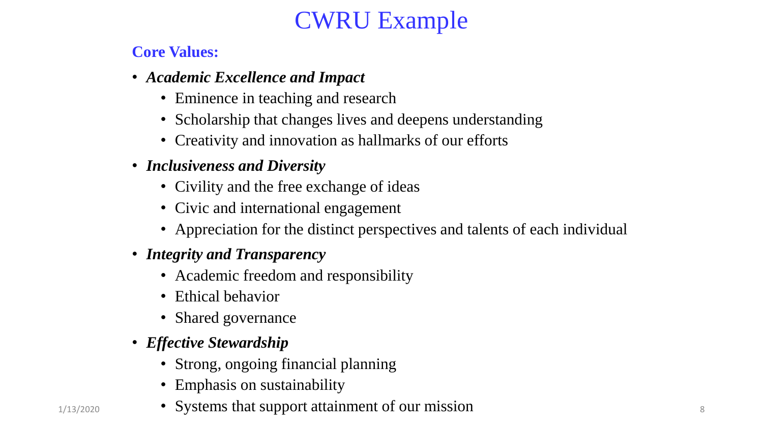# CWRU Example

**Core Values:**

- ***Academic Excellence and Impact***
  - Eminence in teaching and research
  - Scholarship that changes lives and deepens understanding
  - Creativity and innovation as hallmarks of our efforts
- ***Inclusiveness and Diversity***
  - Civility and the free exchange of ideas
  - Civic and international engagement
  - Appreciation for the distinct perspectives and talents of each individual
- ***Integrity and Transparency***
  - Academic freedom and responsibility
  - Ethical behavior
  - Shared governance
- ***Effective Stewardship***
  - Strong, ongoing financial planning
  - Emphasis on sustainability
  - Systems that support attainment of our mission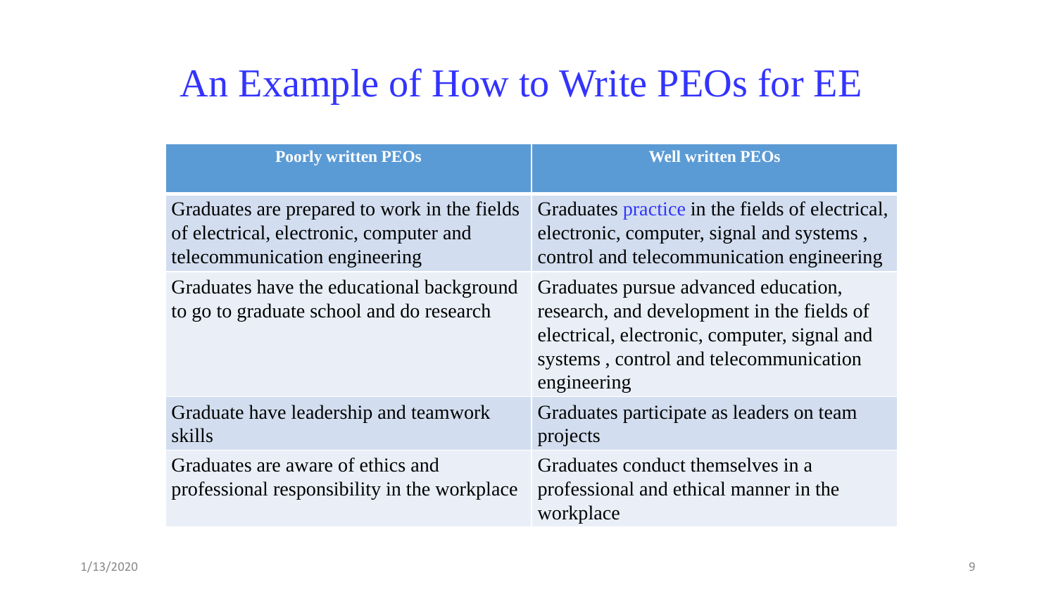# An Example of How to Write PEOs for EE

| **Poorly written PEOs** | **Well written PEOs** |
|---|---|
| Graduates are prepared to work in the fields of electrical, electronic, computer and telecommunication engineering | Graduates practice in the fields of electrical, electronic, computer, signal and systems , control and telecommunication engineering |
| Graduates have the educational background to go to graduate school and do research | Graduates pursue advanced education, research, and development in the fields of electrical, electronic, computer, signal and systems , control and telecommunication engineering |
| Graduate have leadership and teamwork skills | Graduates participate as leaders on team projects |
| Graduates are aware of ethics and professional responsibility in the workplace | Graduates conduct themselves in a professional and ethical manner in the workplace |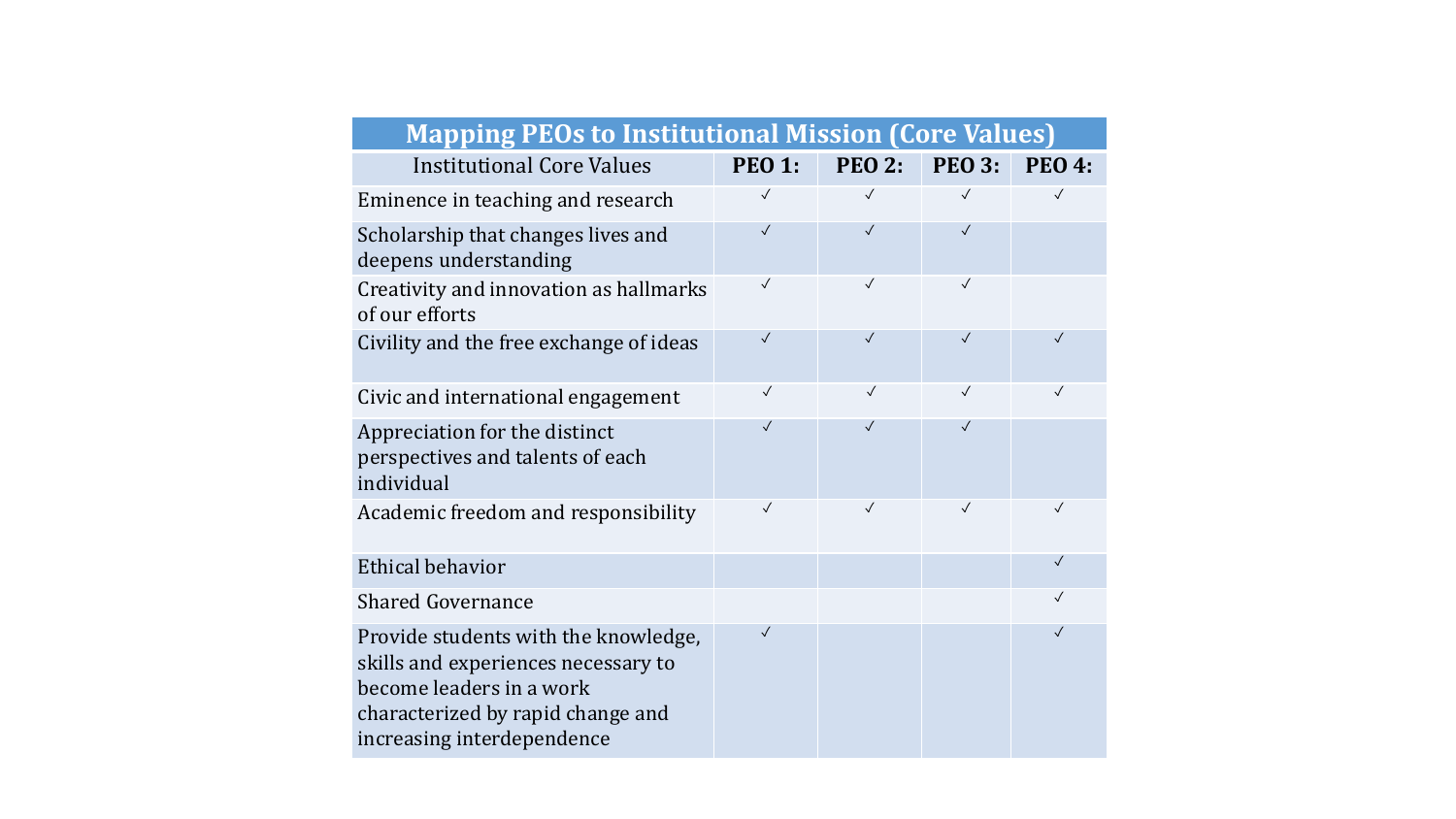| Mapping PEOs to Institutional Mission (Core Values) | | | | |
|---|---|---|---|---|
| Institutional Core Values | PEO 1: | PEO 2: | PEO 3: | PEO 4: |
| Eminence in teaching and research | ✓ | ✓ | ✓ | ✓ |
| Scholarship that changes lives and deepens understanding | ✓ | ✓ | ✓ | |
| Creativity and innovation as hallmarks of our efforts | ✓ | ✓ | ✓ | |
| Civility and the free exchange of ideas | ✓ | ✓ | ✓ | ✓ |
| Civic and international engagement | ✓ | ✓ | ✓ | ✓ |
| Appreciation for the distinct perspectives and talents of each individual | ✓ | ✓ | ✓ | |
| Academic freedom and responsibility | ✓ | ✓ | ✓ | ✓ |
| Ethical behavior | | | | ✓ |
| Shared Governance | | | | ✓ |
| Provide students with the knowledge, skills and experiences necessary to become leaders in a work characterized by rapid change and increasing interdependence | ✓ | | | ✓ |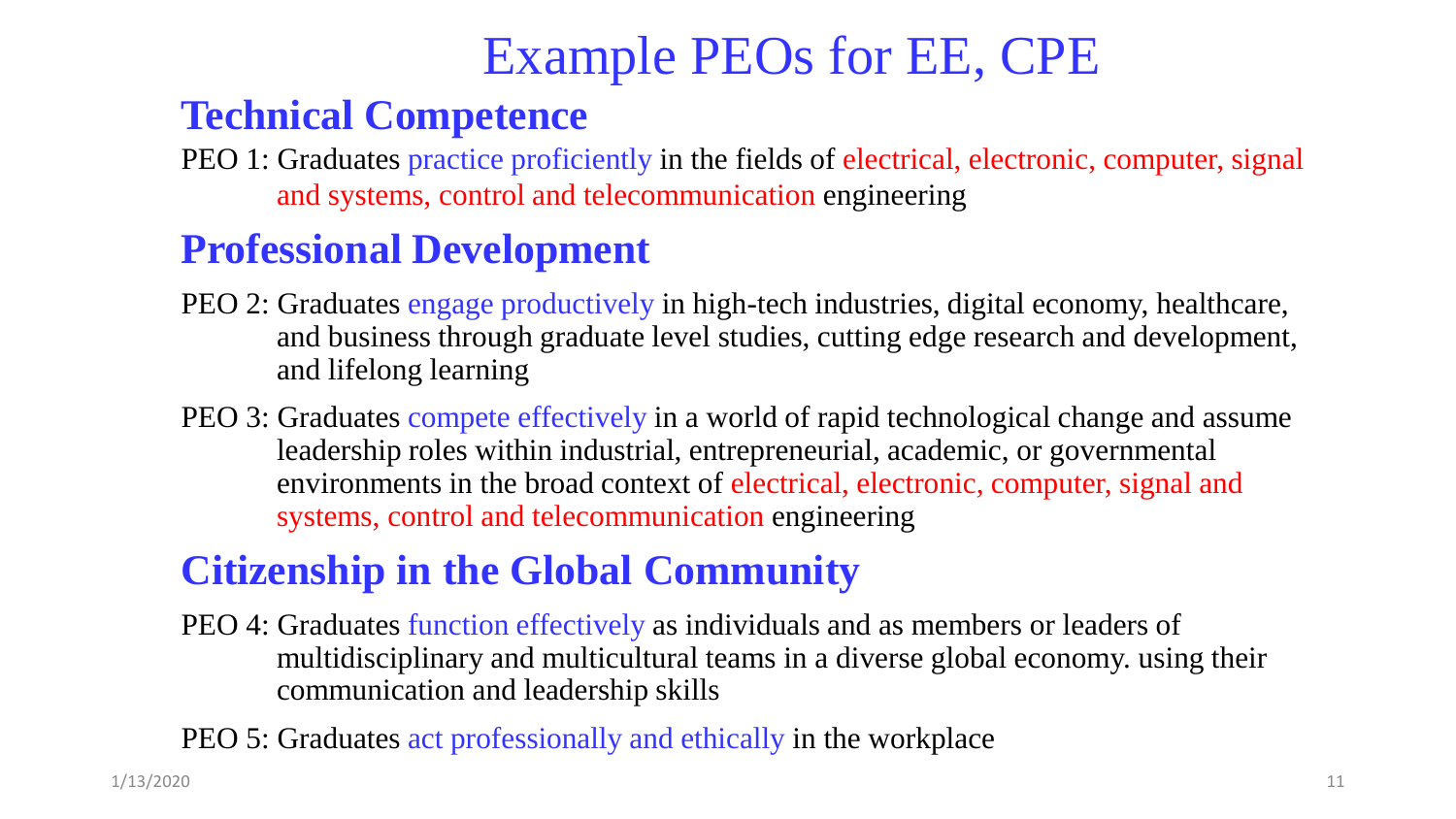# Example PEOs for EE, CPE

## Technical Competence

PEO 1: Graduates practice proficiently in the fields of electrical, electronic, computer, signal and systems, control and telecommunication engineering

## Professional Development

PEO 2: Graduates engage productively in high-tech industries, digital economy, healthcare, and business through graduate level studies, cutting edge research and development, and lifelong learning

PEO 3: Graduates compete effectively in a world of rapid technological change and assume leadership roles within industrial, entrepreneurial, academic, or governmental environments in the broad context of electrical, electronic, computer, signal and systems, control and telecommunication engineering

## Citizenship in the Global Community

PEO 4: Graduates function effectively as individuals and as members or leaders of multidisciplinary and multicultural teams in a diverse global economy. using their communication and leadership skills

PEO 5: Graduates act professionally and ethically in the workplace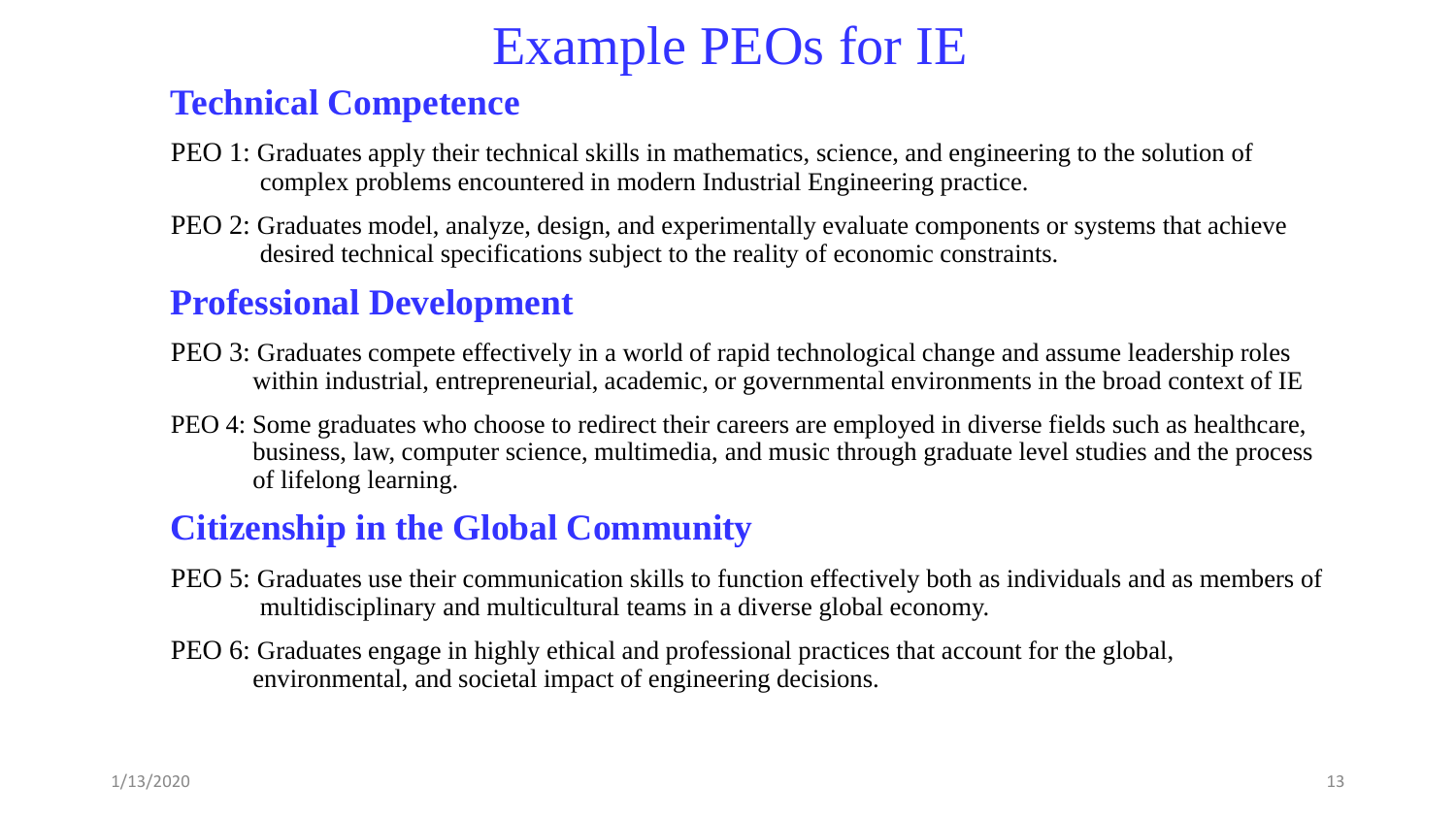# Example PEOs for IE

## Technical Competence

PEO 1: Graduates apply their technical skills in mathematics, science, and engineering to the solution of complex problems encountered in modern Industrial Engineering practice.

PEO 2: Graduates model, analyze, design, and experimentally evaluate components or systems that achieve desired technical specifications subject to the reality of economic constraints.

## Professional Development

PEO 3: Graduates compete effectively in a world of rapid technological change and assume leadership roles within industrial, entrepreneurial, academic, or governmental environments in the broad context of IE

PEO 4: Some graduates who choose to redirect their careers are employed in diverse fields such as healthcare, business, law, computer science, multimedia, and music through graduate level studies and the process of lifelong learning.

## Citizenship in the Global Community

PEO 5: Graduates use their communication skills to function effectively both as individuals and as members of multidisciplinary and multicultural teams in a diverse global economy.

PEO 6: Graduates engage in highly ethical and professional practices that account for the global, environmental, and societal impact of engineering decisions.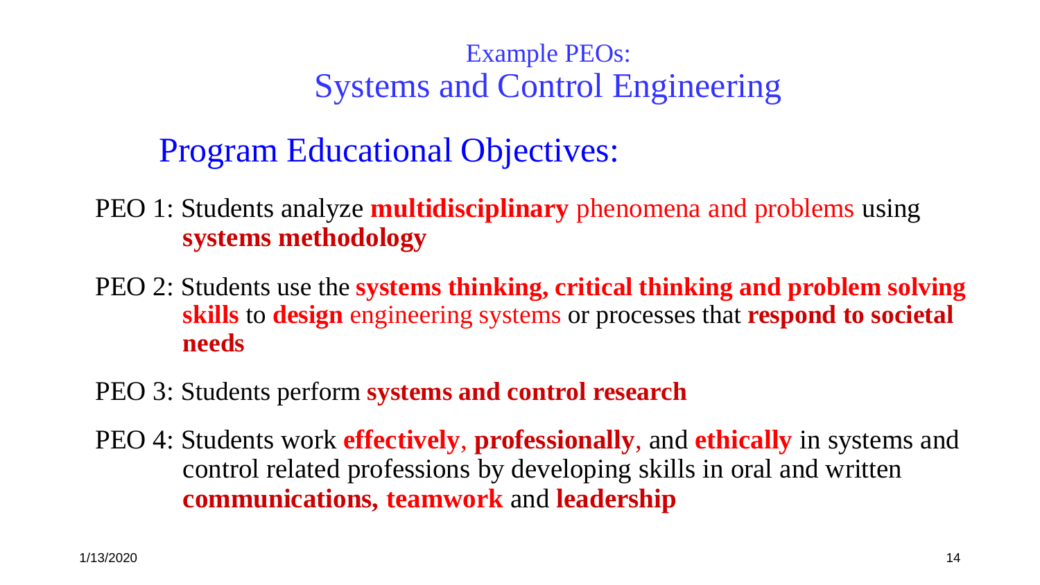## Example PEOs:
# Systems and Control Engineering

## Program Educational Objectives:

PEO 1: Students analyze **multidisciplinary** phenomena and problems using **systems methodology**

PEO 2: Students use the **systems thinking, critical thinking and problem solving skills** to **design** engineering systems or processes that **respond to societal needs**

PEO 3: Students perform **systems and control research**

PEO 4: Students work **effectively**, **professionally**, and **ethically** in systems and control related professions by developing skills in oral and written **communications, teamwork** and **leadership**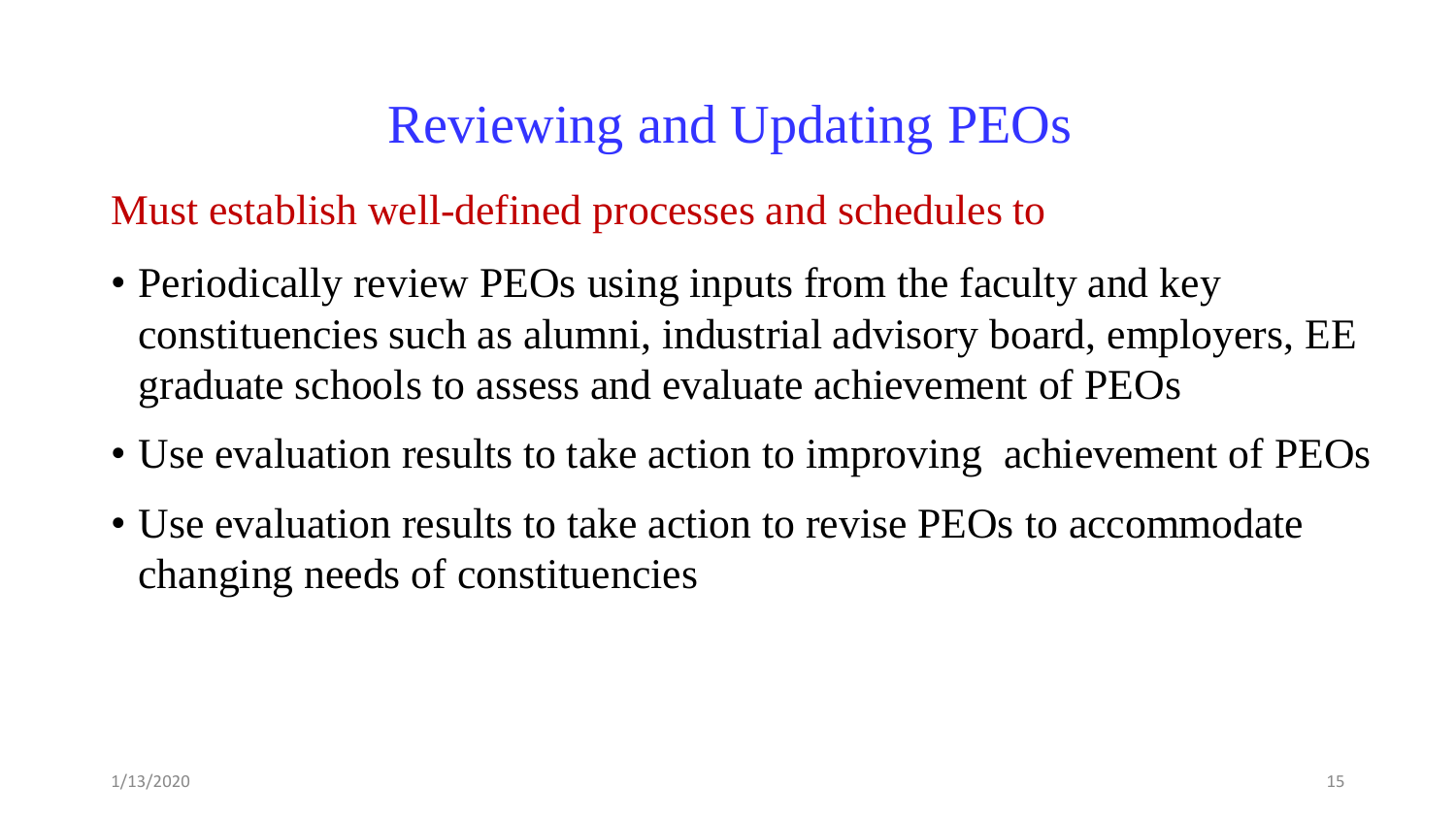# Reviewing and Updating PEOs

Must establish well-defined processes and schedules to

- Periodically review PEOs using inputs from the faculty and key constituencies such as alumni, industrial advisory board, employers, EE graduate schools to assess and evaluate achievement of PEOs
- Use evaluation results to take action to improving achievement of PEOs
- Use evaluation results to take action to revise PEOs to accommodate changing needs of constituencies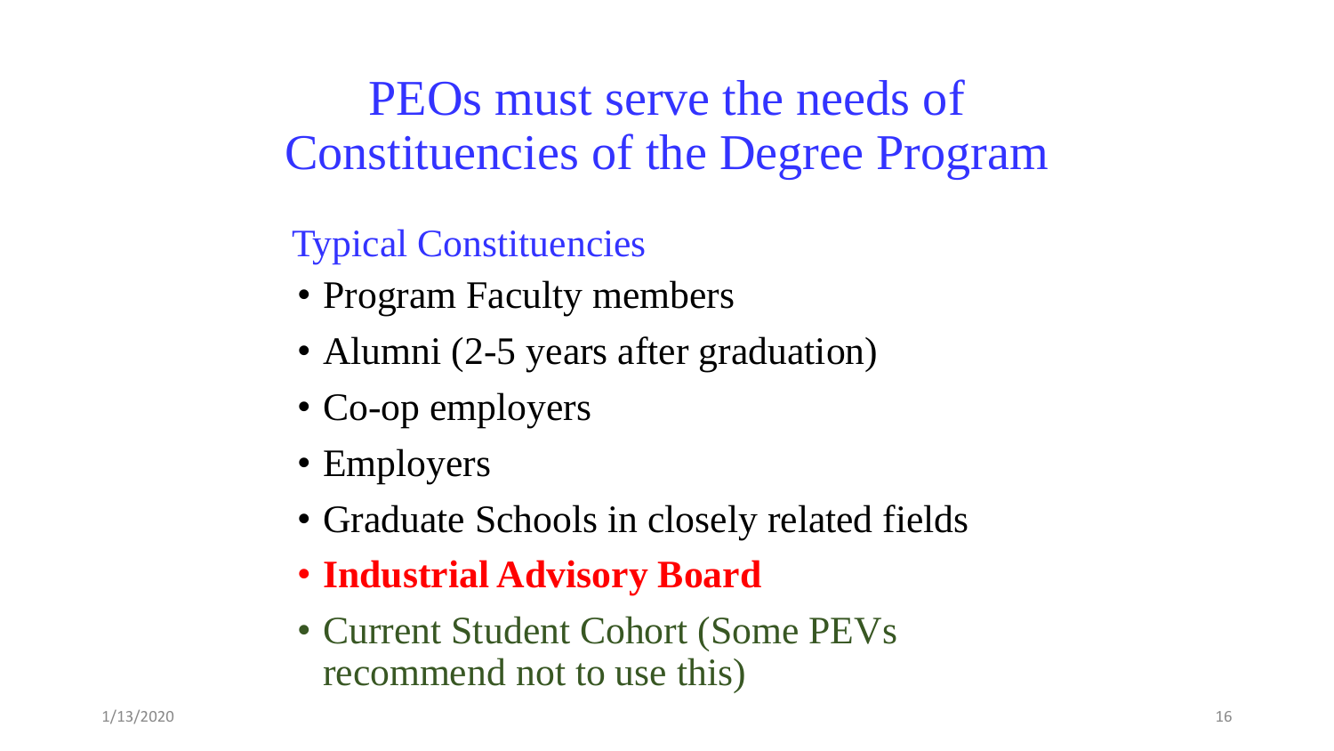# PEOs must serve the needs of Constituencies of the Degree Program

## Typical Constituencies

- Program Faculty members
- Alumni (2-5 years after graduation)
- Co-op employers
- Employers
- Graduate Schools in closely related fields
- **Industrial Advisory Board**
- Current Student Cohort (Some PEVs recommend not to use this)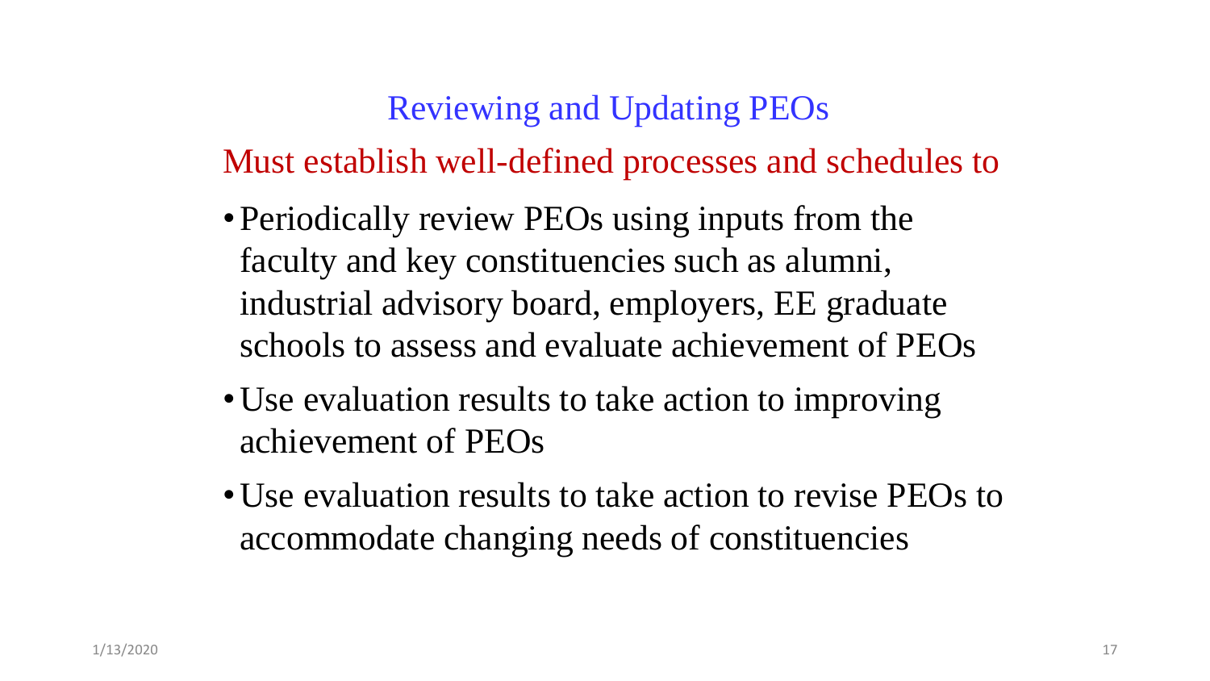## Reviewing and Updating PEOs

Must establish well-defined processes and schedules to

- Periodically review PEOs using inputs from the faculty and key constituencies such as alumni, industrial advisory board, employers, EE graduate schools to assess and evaluate achievement of PEOs
- Use evaluation results to take action to improving achievement of PEOs
- Use evaluation results to take action to revise PEOs to accommodate changing needs of constituencies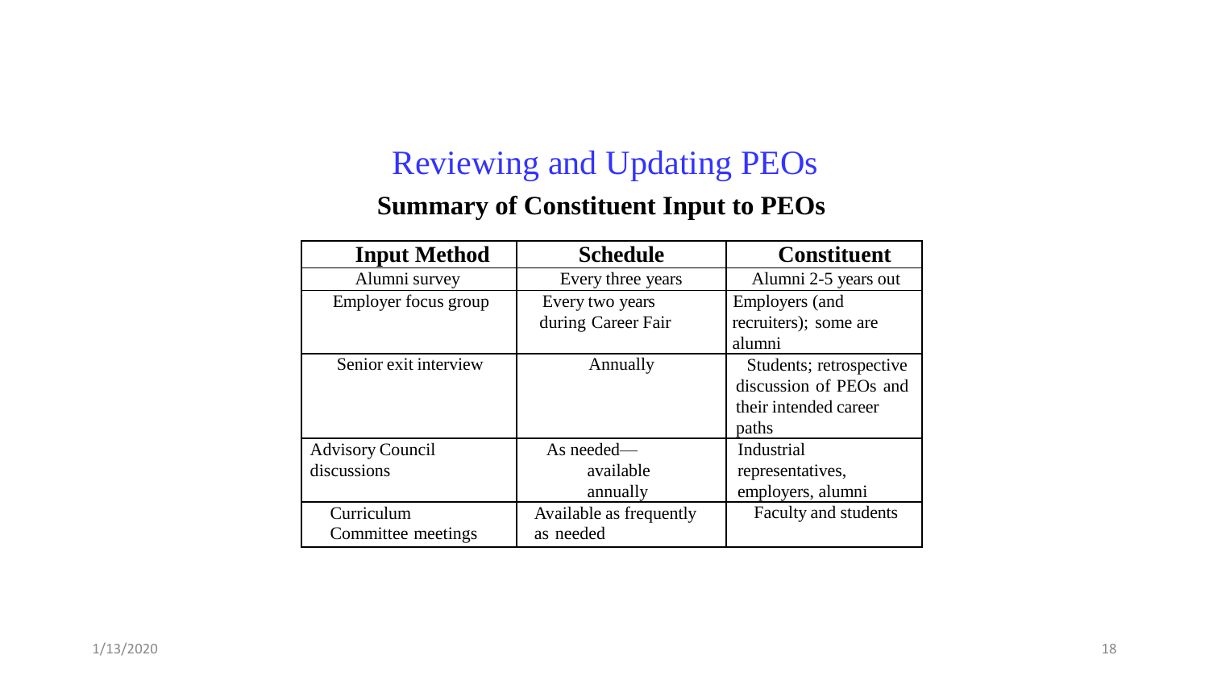# Reviewing and Updating PEOs

## Summary of Constituent Input to PEOs

| Input Method | Schedule | Constituent |
|---|---|---|
| Alumni survey | Every three years | Alumni 2-5 years out |
| Employer focus group | Every two years during Career Fair | Employers (and recruiters); some are alumni |
| Senior exit interview | Annually | Students; retrospective discussion of PEOs and their intended career paths |
| Advisory Council discussions | As needed— available annually | Industrial representatives, employers, alumni |
| Curriculum Committee meetings | Available as frequently as needed | Faculty and students |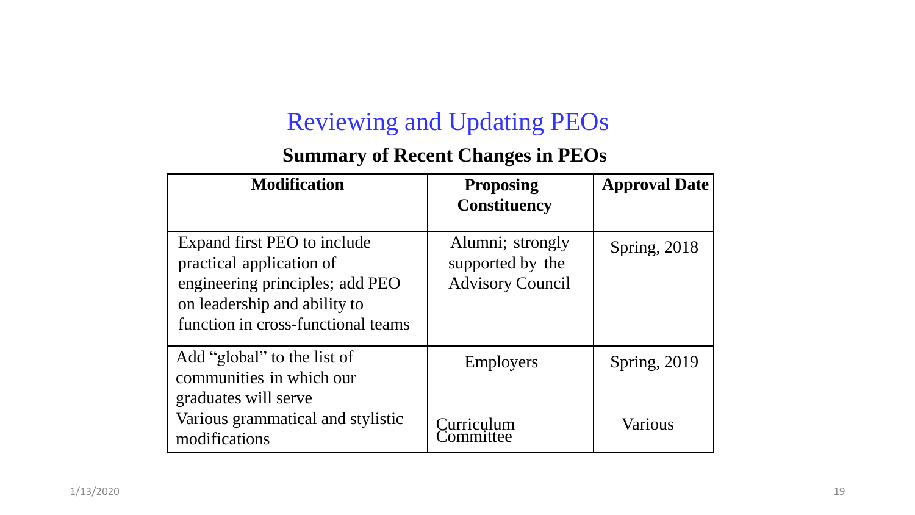# Reviewing and Updating PEOs

## Summary of Recent Changes in PEOs

| Modification | Proposing Constituency | Approval Date |
|---|---|---|
| Expand first PEO to include practical application of engineering principles; add PEO on leadership and ability to function in cross-functional teams | Alumni; strongly supported by the Advisory Council | Spring, 2018 |
| Add "global" to the list of communities in which our graduates will serve | Employers | Spring, 2019 |
| Various grammatical and stylistic modifications | Curriculum Committee | Various |